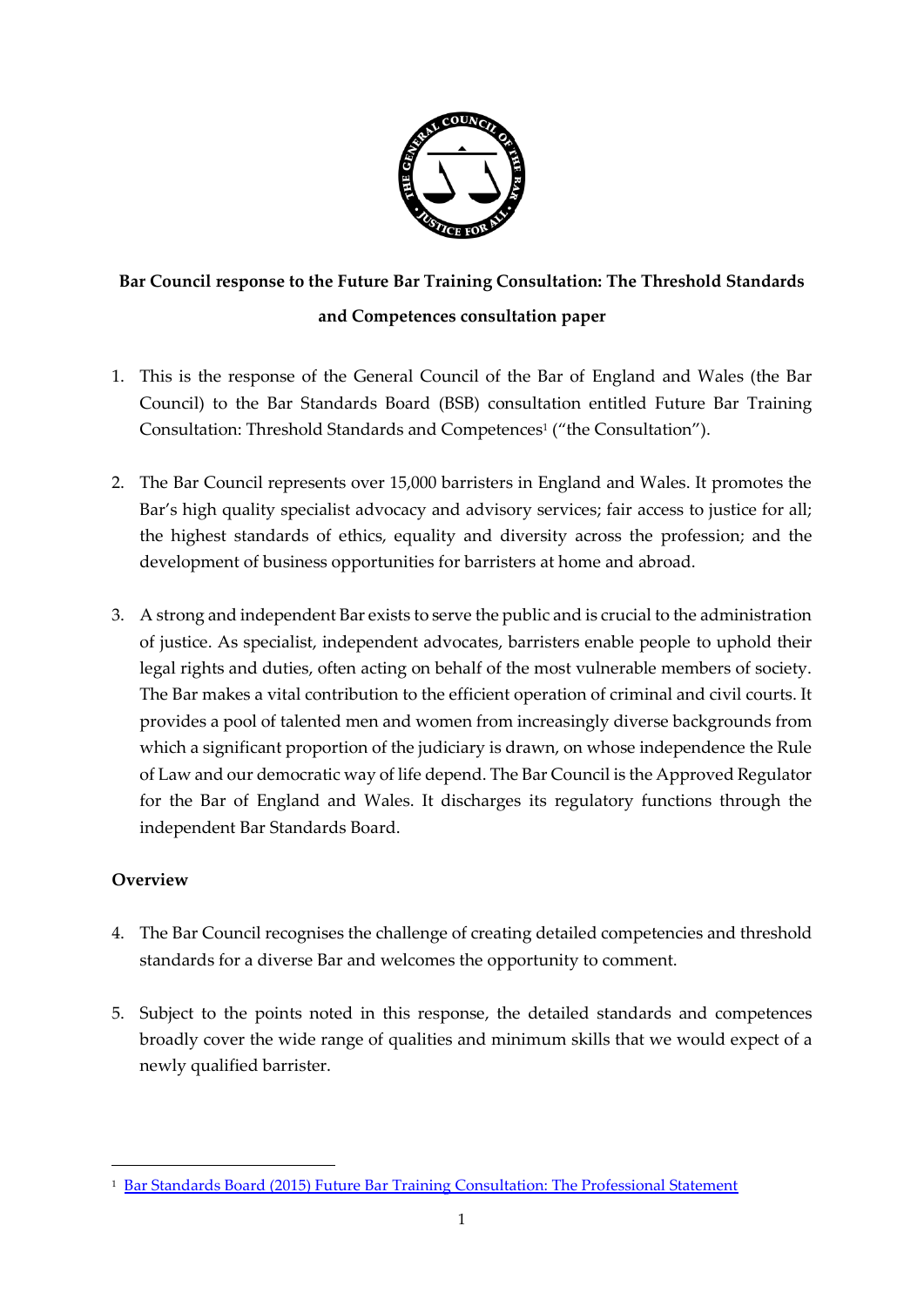**Bar Council response to the Future Bar Training Consultation: The Threshold Standards and Competences consultation paper**

1. This is the response of the General Council of the Bar of England and Wales (the Bar Council) to the Bar Standards Board (BSB) consultation entitled Future Bar Training Consultation: Threshold Standards and Competences[1] ("the Consultation").

2. The Bar Council represents over 15,000 barristers in England and Wales. It promotes the Bar's high quality specialist advocacy and advisory services; fair access to justice for all; the highest standards of ethics, equality and diversity across the profession; and the development of business opportunities for barristers at home and abroad.

3. A strong and independent Bar exists to serve the public and is crucial to the administration of justice. As specialist, independent advocates, barristers enable people to uphold their legal rights and duties, often acting on behalf of the most vulnerable members of society. The Bar makes a vital contribution to the efficient operation of criminal and civil courts. It provides a pool of talented men and women from increasingly diverse backgrounds from which a significant proportion of the judiciary is drawn, on whose independence the Rule of Law and our democratic way of life depend. The Bar Council is the Approved Regulator for the Bar of England and Wales. It discharges its regulatory functions through the independent Bar Standards Board.

**Overview**

4. The Bar Council recognises the challenge of creating detailed competencies and threshold standards for a diverse Bar and welcomes the opportunity to comment.

5. Subject to the points noted in this response, the detailed standards and competences broadly cover the wide range of qualities and minimum skills that we would expect of a newly qualified barrister.

---

[1] Bar Standards Board (2015) Future Bar Training Consultation: The Professional Statement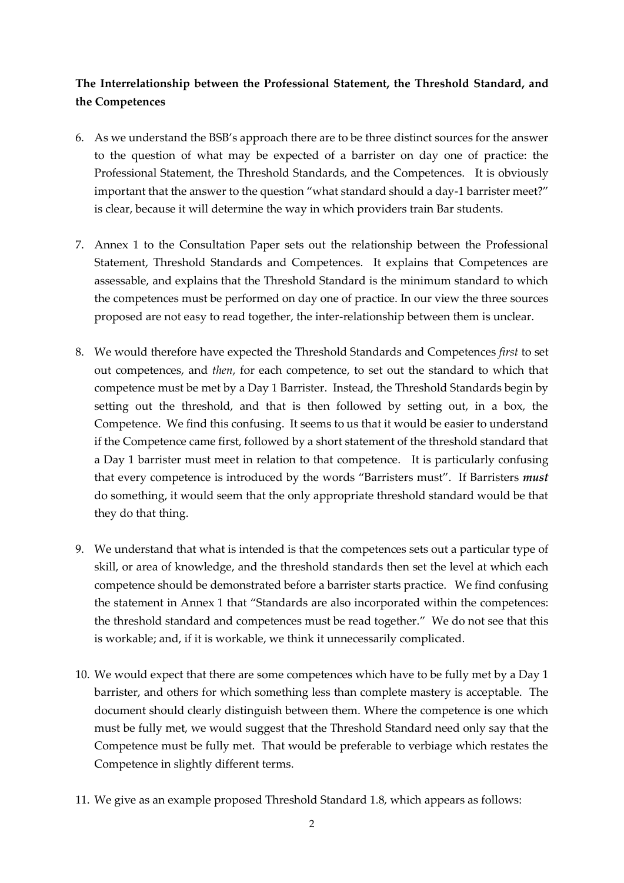**The Interrelationship between the Professional Statement, the Threshold Standard, and the Competences**

6. As we understand the BSB's approach there are to be three distinct sources for the answer to the question of what may be expected of a barrister on day one of practice: the Professional Statement, the Threshold Standards, and the Competences. It is obviously important that the answer to the question "what standard should a day-1 barrister meet?" is clear, because it will determine the way in which providers train Bar students.

7. Annex 1 to the Consultation Paper sets out the relationship between the Professional Statement, Threshold Standards and Competences. It explains that Competences are assessable, and explains that the Threshold Standard is the minimum standard to which the competences must be performed on day one of practice. In our view the three sources proposed are not easy to read together, the inter-relationship between them is unclear.

8. We would therefore have expected the Threshold Standards and Competences *first* to set out competences, and *then*, for each competence, to set out the standard to which that competence must be met by a Day 1 Barrister. Instead, the Threshold Standards begin by setting out the threshold, and that is then followed by setting out, in a box, the Competence. We find this confusing. It seems to us that it would be easier to understand if the Competence came first, followed by a short statement of the threshold standard that a Day 1 barrister must meet in relation to that competence. It is particularly confusing that every competence is introduced by the words "Barristers must". If Barristers ***must*** do something, it would seem that the only appropriate threshold standard would be that they do that thing.

9. We understand that what is intended is that the competences sets out a particular type of skill, or area of knowledge, and the threshold standards then set the level at which each competence should be demonstrated before a barrister starts practice. We find confusing the statement in Annex 1 that "Standards are also incorporated within the competences: the threshold standard and competences must be read together." We do not see that this is workable; and, if it is workable, we think it unnecessarily complicated.

10. We would expect that there are some competences which have to be fully met by a Day 1 barrister, and others for which something less than complete mastery is acceptable. The document should clearly distinguish between them. Where the competence is one which must be fully met, we would suggest that the Threshold Standard need only say that the Competence must be fully met. That would be preferable to verbiage which restates the Competence in slightly different terms.

11. We give as an example proposed Threshold Standard 1.8, which appears as follows: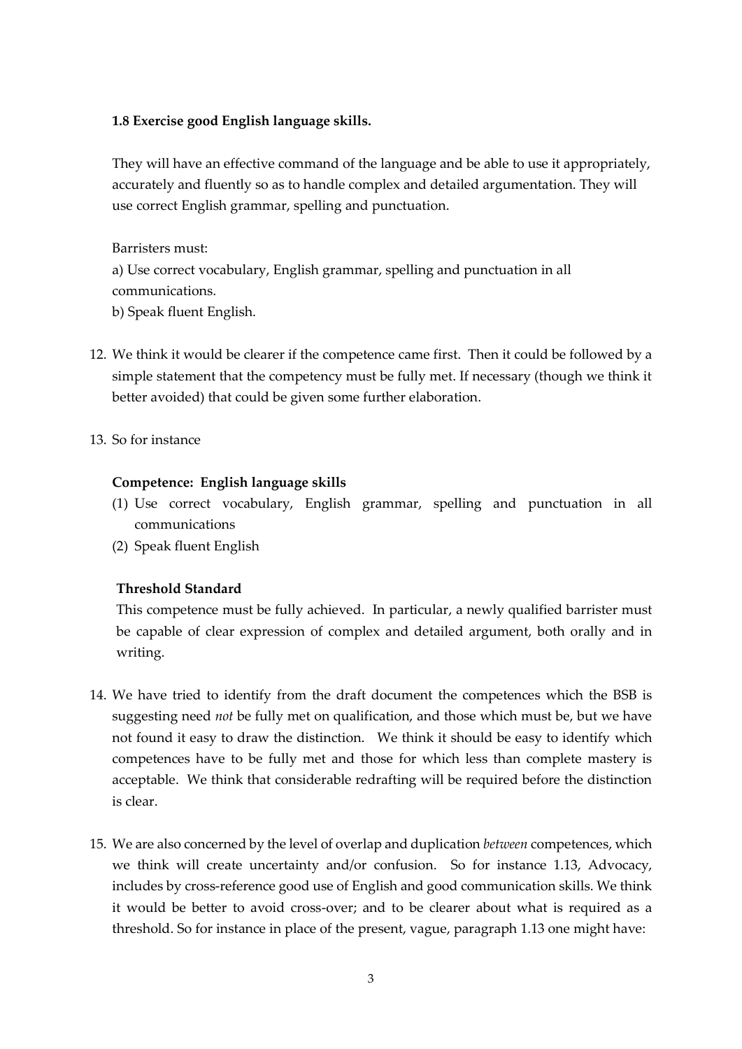**1.8 Exercise good English language skills.**

They will have an effective command of the language and be able to use it appropriately, accurately and fluently so as to handle complex and detailed argumentation. They will use correct English grammar, spelling and punctuation.

Barristers must:

a) Use correct vocabulary, English grammar, spelling and punctuation in all communications.

b) Speak fluent English.

12. We think it would be clearer if the competence came first. Then it could be followed by a simple statement that the competency must be fully met. If necessary (though we think it better avoided) that could be given some further elaboration.

13. So for instance

**Competence: English language skills**

(1) Use correct vocabulary, English grammar, spelling and punctuation in all communications

(2) Speak fluent English

**Threshold Standard**

This competence must be fully achieved. In particular, a newly qualified barrister must be capable of clear expression of complex and detailed argument, both orally and in writing.

14. We have tried to identify from the draft document the competences which the BSB is suggesting need *not* be fully met on qualification, and those which must be, but we have not found it easy to draw the distinction. We think it should be easy to identify which competences have to be fully met and those for which less than complete mastery is acceptable. We think that considerable redrafting will be required before the distinction is clear.

15. We are also concerned by the level of overlap and duplication *between* competences, which we think will create uncertainty and/or confusion. So for instance 1.13, Advocacy, includes by cross-reference good use of English and good communication skills. We think it would be better to avoid cross-over; and to be clearer about what is required as a threshold. So for instance in place of the present, vague, paragraph 1.13 one might have: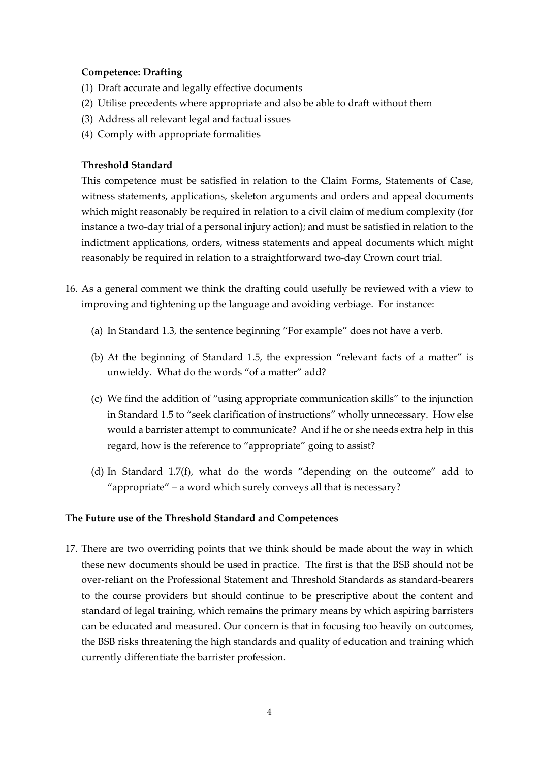**Competence: Drafting**

(1) Draft accurate and legally effective documents
(2) Utilise precedents where appropriate and also be able to draft without them
(3) Address all relevant legal and factual issues
(4) Comply with appropriate formalities

**Threshold Standard**

This competence must be satisfied in relation to the Claim Forms, Statements of Case, witness statements, applications, skeleton arguments and orders and appeal documents which might reasonably be required in relation to a civil claim of medium complexity (for instance a two-day trial of a personal injury action); and must be satisfied in relation to the indictment applications, orders, witness statements and appeal documents which might reasonably be required in relation to a straightforward two-day Crown court trial.

16. As a general comment we think the drafting could usefully be reviewed with a view to improving and tightening up the language and avoiding verbiage. For instance:

    (a) In Standard 1.3, the sentence beginning "For example" does not have a verb.

    (b) At the beginning of Standard 1.5, the expression "relevant facts of a matter" is unwieldy. What do the words "of a matter" add?

    (c) We find the addition of "using appropriate communication skills" to the injunction in Standard 1.5 to "seek clarification of instructions" wholly unnecessary. How else would a barrister attempt to communicate? And if he or she needs extra help in this regard, how is the reference to "appropriate" going to assist?

    (d) In Standard 1.7(f), what do the words "depending on the outcome" add to "appropriate" – a word which surely conveys all that is necessary?

## The Future use of the Threshold Standard and Competences

17. There are two overriding points that we think should be made about the way in which these new documents should be used in practice. The first is that the BSB should not be over-reliant on the Professional Statement and Threshold Standards as standard-bearers to the course providers but should continue to be prescriptive about the content and standard of legal training, which remains the primary means by which aspiring barristers can be educated and measured. Our concern is that in focusing too heavily on outcomes, the BSB risks threatening the high standards and quality of education and training which currently differentiate the barrister profession.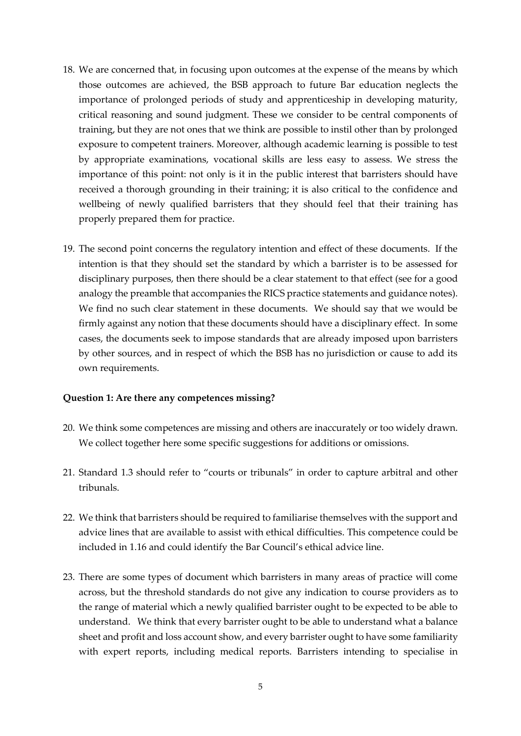18. We are concerned that, in focusing upon outcomes at the expense of the means by which those outcomes are achieved, the BSB approach to future Bar education neglects the importance of prolonged periods of study and apprenticeship in developing maturity, critical reasoning and sound judgment. These we consider to be central components of training, but they are not ones that we think are possible to instil other than by prolonged exposure to competent trainers. Moreover, although academic learning is possible to test by appropriate examinations, vocational skills are less easy to assess. We stress the importance of this point: not only is it in the public interest that barristers should have received a thorough grounding in their training; it is also critical to the confidence and wellbeing of newly qualified barristers that they should feel that their training has properly prepared them for practice.

19. The second point concerns the regulatory intention and effect of these documents. If the intention is that they should set the standard by which a barrister is to be assessed for disciplinary purposes, then there should be a clear statement to that effect (see for a good analogy the preamble that accompanies the RICS practice statements and guidance notes). We find no such clear statement in these documents. We should say that we would be firmly against any notion that these documents should have a disciplinary effect. In some cases, the documents seek to impose standards that are already imposed upon barristers by other sources, and in respect of which the BSB has no jurisdiction or cause to add its own requirements.

**Question 1: Are there any competences missing?**

20. We think some competences are missing and others are inaccurately or too widely drawn. We collect together here some specific suggestions for additions or omissions.

21. Standard 1.3 should refer to "courts or tribunals" in order to capture arbitral and other tribunals.

22. We think that barristers should be required to familiarise themselves with the support and advice lines that are available to assist with ethical difficulties. This competence could be included in 1.16 and could identify the Bar Council's ethical advice line.

23. There are some types of document which barristers in many areas of practice will come across, but the threshold standards do not give any indication to course providers as to the range of material which a newly qualified barrister ought to be expected to be able to understand. We think that every barrister ought to be able to understand what a balance sheet and profit and loss account show, and every barrister ought to have some familiarity with expert reports, including medical reports. Barristers intending to specialise in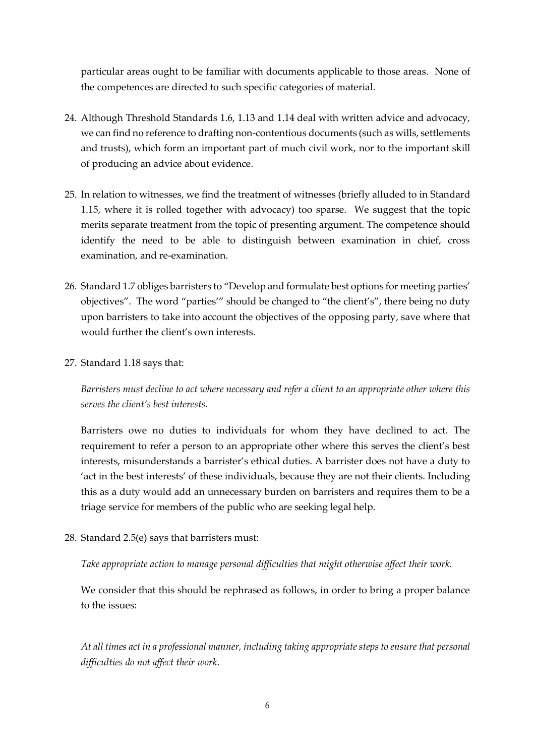particular areas ought to be familiar with documents applicable to those areas. None of the competences are directed to such specific categories of material.

24. Although Threshold Standards 1.6, 1.13 and 1.14 deal with written advice and advocacy, we can find no reference to drafting non-contentious documents (such as wills, settlements and trusts), which form an important part of much civil work, nor to the important skill of producing an advice about evidence.

25. In relation to witnesses, we find the treatment of witnesses (briefly alluded to in Standard 1.15, where it is rolled together with advocacy) too sparse. We suggest that the topic merits separate treatment from the topic of presenting argument. The competence should identify the need to be able to distinguish between examination in chief, cross examination, and re-examination.

26. Standard 1.7 obliges barristers to "Develop and formulate best options for meeting parties' objectives". The word "parties'" should be changed to "the client's", there being no duty upon barristers to take into account the objectives of the opposing party, save where that would further the client's own interests.

27. Standard 1.18 says that:

    *Barristers must decline to act where necessary and refer a client to an appropriate other where this serves the client's best interests.*

    Barristers owe no duties to individuals for whom they have declined to act. The requirement to refer a person to an appropriate other where this serves the client's best interests, misunderstands a barrister's ethical duties. A barrister does not have a duty to 'act in the best interests' of these individuals, because they are not their clients. Including this as a duty would add an unnecessary burden on barristers and requires them to be a triage service for members of the public who are seeking legal help.

28. Standard 2.5(e) says that barristers must:

    *Take appropriate action to manage personal difficulties that might otherwise affect their work.*

    We consider that this should be rephrased as follows, in order to bring a proper balance to the issues:

    *At all times act in a professional manner, including taking appropriate steps to ensure that personal difficulties do not affect their work.*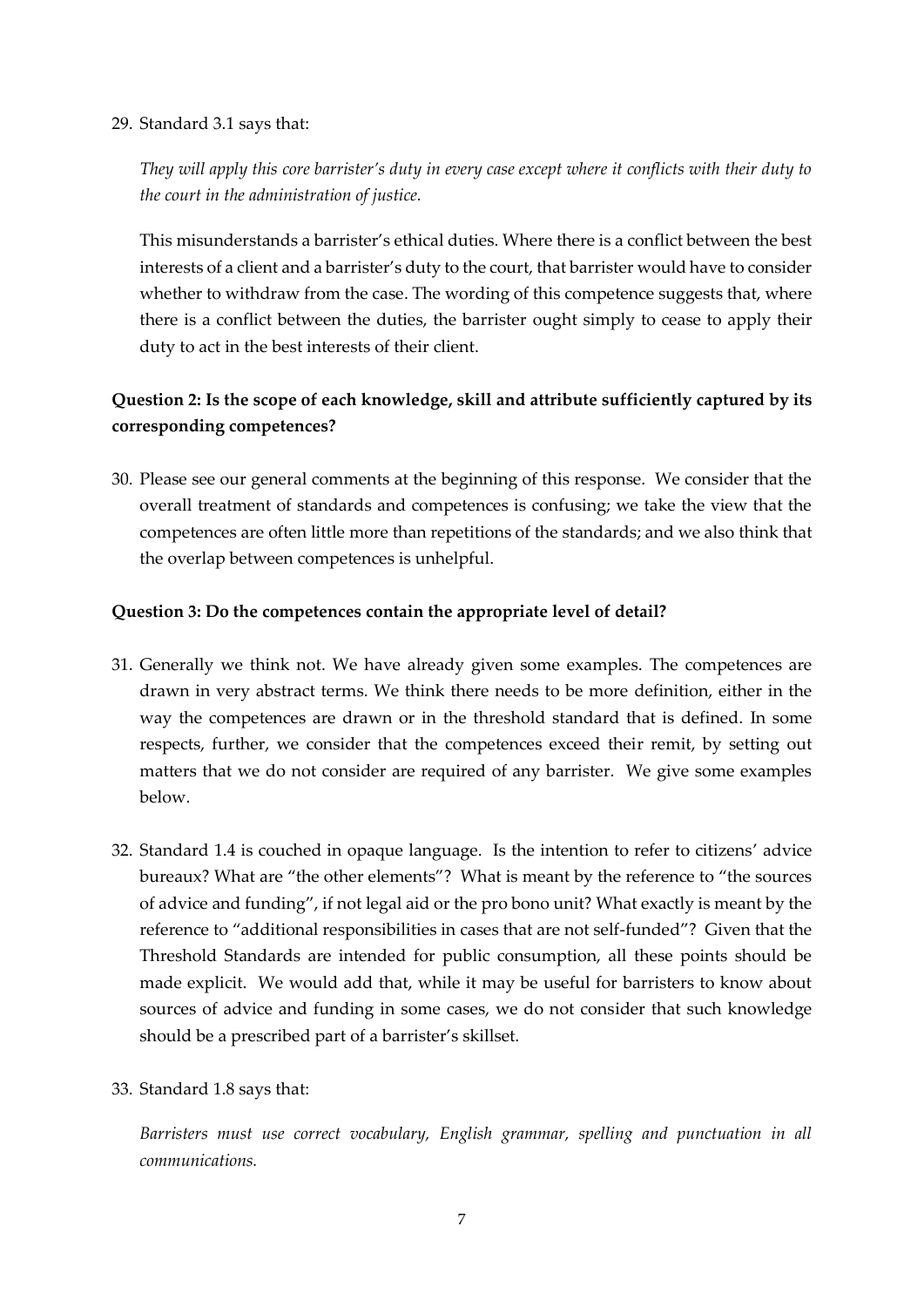29. Standard 3.1 says that:

    *They will apply this core barrister's duty in every case except where it conflicts with their duty to the court in the administration of justice.*

    This misunderstands a barrister's ethical duties. Where there is a conflict between the best interests of a client and a barrister's duty to the court, that barrister would have to consider whether to withdraw from the case. The wording of this competence suggests that, where there is a conflict between the duties, the barrister ought simply to cease to apply their duty to act in the best interests of their client.

**Question 2: Is the scope of each knowledge, skill and attribute sufficiently captured by its corresponding competences?**

30. Please see our general comments at the beginning of this response. We consider that the overall treatment of standards and competences is confusing; we take the view that the competences are often little more than repetitions of the standards; and we also think that the overlap between competences is unhelpful.

**Question 3: Do the competences contain the appropriate level of detail?**

31. Generally we think not. We have already given some examples. The competences are drawn in very abstract terms. We think there needs to be more definition, either in the way the competences are drawn or in the threshold standard that is defined. In some respects, further, we consider that the competences exceed their remit, by setting out matters that we do not consider are required of any barrister. We give some examples below.

32. Standard 1.4 is couched in opaque language. Is the intention to refer to citizens' advice bureaux? What are "the other elements"? What is meant by the reference to "the sources of advice and funding", if not legal aid or the pro bono unit? What exactly is meant by the reference to "additional responsibilities in cases that are not self-funded"? Given that the Threshold Standards are intended for public consumption, all these points should be made explicit. We would add that, while it may be useful for barristers to know about sources of advice and funding in some cases, we do not consider that such knowledge should be a prescribed part of a barrister's skillset.

33. Standard 1.8 says that:

    *Barristers must use correct vocabulary, English grammar, spelling and punctuation in all communications.*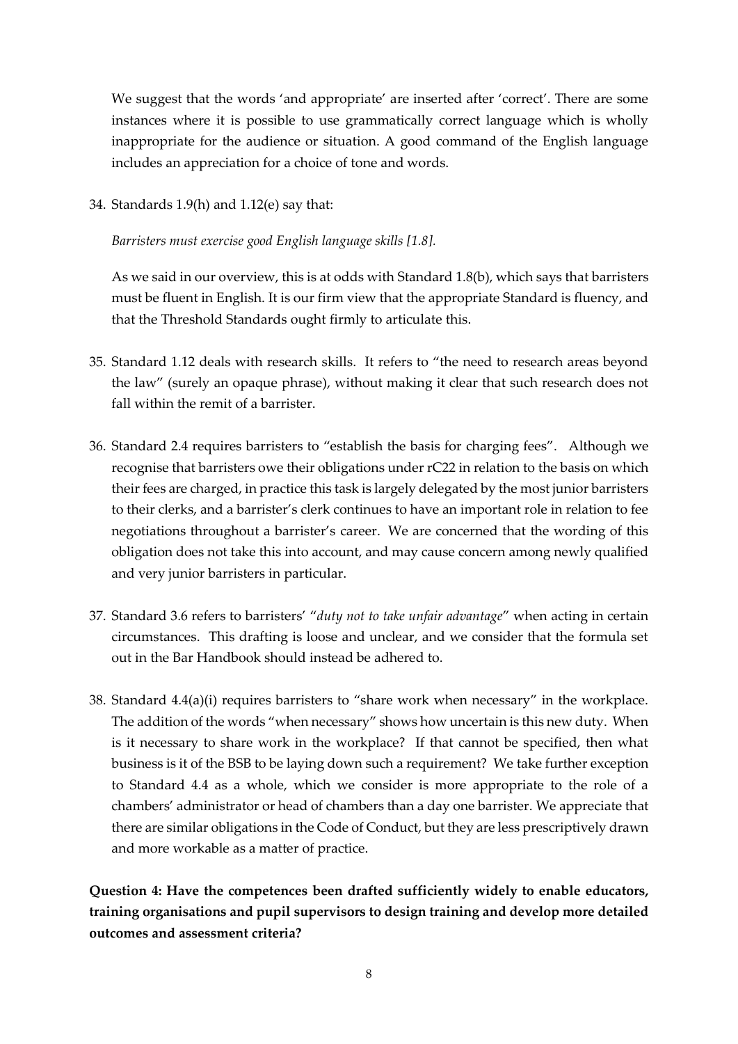We suggest that the words 'and appropriate' are inserted after 'correct'. There are some instances where it is possible to use grammatically correct language which is wholly inappropriate for the audience or situation. A good command of the English language includes an appreciation for a choice of tone and words.

34. Standards 1.9(h) and 1.12(e) say that:

    *Barristers must exercise good English language skills [1.8].*

    As we said in our overview, this is at odds with Standard 1.8(b), which says that barristers must be fluent in English. It is our firm view that the appropriate Standard is fluency, and that the Threshold Standards ought firmly to articulate this.

35. Standard 1.12 deals with research skills. It refers to "the need to research areas beyond the law" (surely an opaque phrase), without making it clear that such research does not fall within the remit of a barrister.

36. Standard 2.4 requires barristers to "establish the basis for charging fees". Although we recognise that barristers owe their obligations under rC22 in relation to the basis on which their fees are charged, in practice this task is largely delegated by the most junior barristers to their clerks, and a barrister's clerk continues to have an important role in relation to fee negotiations throughout a barrister's career. We are concerned that the wording of this obligation does not take this into account, and may cause concern among newly qualified and very junior barristers in particular.

37. Standard 3.6 refers to barristers' "*duty not to take unfair advantage*" when acting in certain circumstances. This drafting is loose and unclear, and we consider that the formula set out in the Bar Handbook should instead be adhered to.

38. Standard 4.4(a)(i) requires barristers to "share work when necessary" in the workplace. The addition of the words "when necessary" shows how uncertain is this new duty. When is it necessary to share work in the workplace? If that cannot be specified, then what business is it of the BSB to be laying down such a requirement? We take further exception to Standard 4.4 as a whole, which we consider is more appropriate to the role of a chambers' administrator or head of chambers than a day one barrister. We appreciate that there are similar obligations in the Code of Conduct, but they are less prescriptively drawn and more workable as a matter of practice.

**Question 4: Have the competences been drafted sufficiently widely to enable educators, training organisations and pupil supervisors to design training and develop more detailed outcomes and assessment criteria?**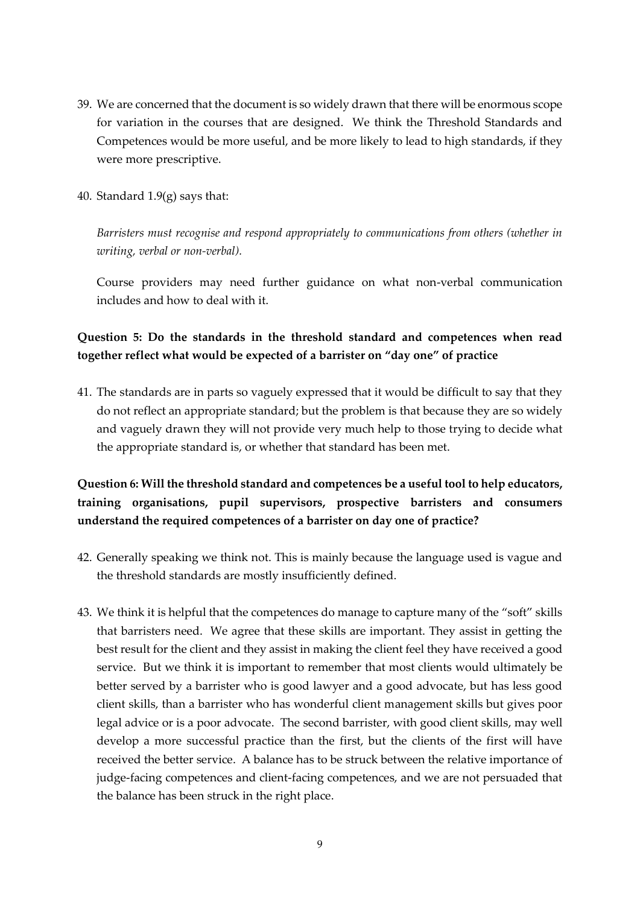39. We are concerned that the document is so widely drawn that there will be enormous scope for variation in the courses that are designed. We think the Threshold Standards and Competences would be more useful, and be more likely to lead to high standards, if they were more prescriptive.

40. Standard 1.9(g) says that:

    *Barristers must recognise and respond appropriately to communications from others (whether in writing, verbal or non-verbal).*

    Course providers may need further guidance on what non-verbal communication includes and how to deal with it.

**Question 5: Do the standards in the threshold standard and competences when read together reflect what would be expected of a barrister on "day one" of practice**

41. The standards are in parts so vaguely expressed that it would be difficult to say that they do not reflect an appropriate standard; but the problem is that because they are so widely and vaguely drawn they will not provide very much help to those trying to decide what the appropriate standard is, or whether that standard has been met.

**Question 6: Will the threshold standard and competences be a useful tool to help educators, training organisations, pupil supervisors, prospective barristers and consumers understand the required competences of a barrister on day one of practice?**

42. Generally speaking we think not. This is mainly because the language used is vague and the threshold standards are mostly insufficiently defined.

43. We think it is helpful that the competences do manage to capture many of the "soft" skills that barristers need. We agree that these skills are important. They assist in getting the best result for the client and they assist in making the client feel they have received a good service. But we think it is important to remember that most clients would ultimately be better served by a barrister who is good lawyer and a good advocate, but has less good client skills, than a barrister who has wonderful client management skills but gives poor legal advice or is a poor advocate. The second barrister, with good client skills, may well develop a more successful practice than the first, but the clients of the first will have received the better service. A balance has to be struck between the relative importance of judge-facing competences and client-facing competences, and we are not persuaded that the balance has been struck in the right place.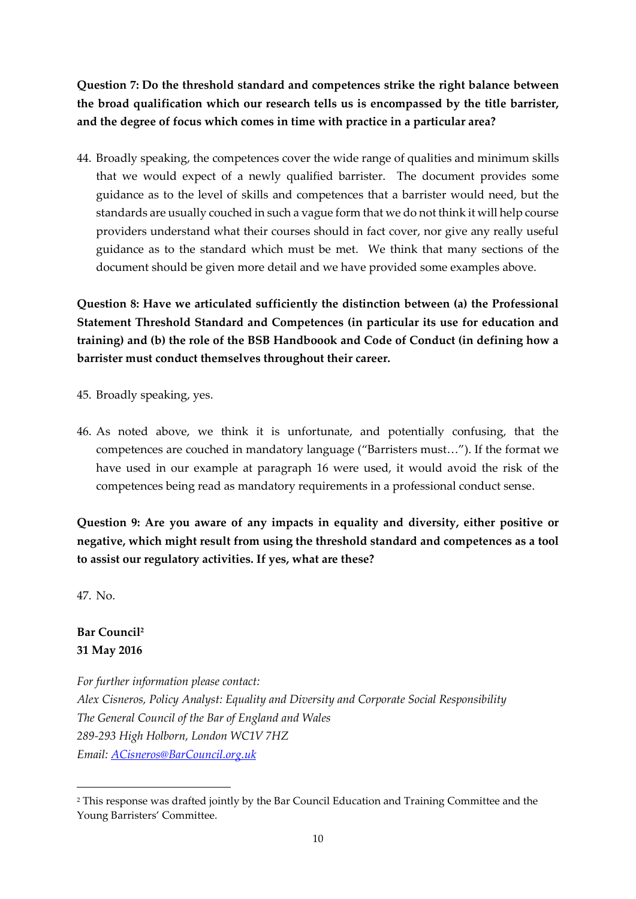**Question 7: Do the threshold standard and competences strike the right balance between the broad qualification which our research tells us is encompassed by the title barrister, and the degree of focus which comes in time with practice in a particular area?**

44. Broadly speaking, the competences cover the wide range of qualities and minimum skills that we would expect of a newly qualified barrister. The document provides some guidance as to the level of skills and competences that a barrister would need, but the standards are usually couched in such a vague form that we do not think it will help course providers understand what their courses should in fact cover, nor give any really useful guidance as to the standard which must be met. We think that many sections of the document should be given more detail and we have provided some examples above.

**Question 8: Have we articulated sufficiently the distinction between (a) the Professional Statement Threshold Standard and Competences (in particular its use for education and training) and (b) the role of the BSB Handboook and Code of Conduct (in defining how a barrister must conduct themselves throughout their career.**

45. Broadly speaking, yes.

46. As noted above, we think it is unfortunate, and potentially confusing, that the competences are couched in mandatory language ("Barristers must…"). If the format we have used in our example at paragraph 16 were used, it would avoid the risk of the competences being read as mandatory requirements in a professional conduct sense.

**Question 9: Are you aware of any impacts in equality and diversity, either positive or negative, which might result from using the threshold standard and competences as a tool to assist our regulatory activities. If yes, what are these?**

47. No.

**Bar Council[2]**
**31 May 2016**

*For further information please contact:*
*Alex Cisneros, Policy Analyst: Equality and Diversity and Corporate Social Responsibility*
*The General Council of the Bar of England and Wales*
*289-293 High Holborn, London WC1V 7HZ*
*Email: ACisneros@BarCouncil.org.uk*

[2] This response was drafted jointly by the Bar Council Education and Training Committee and the Young Barristers' Committee.